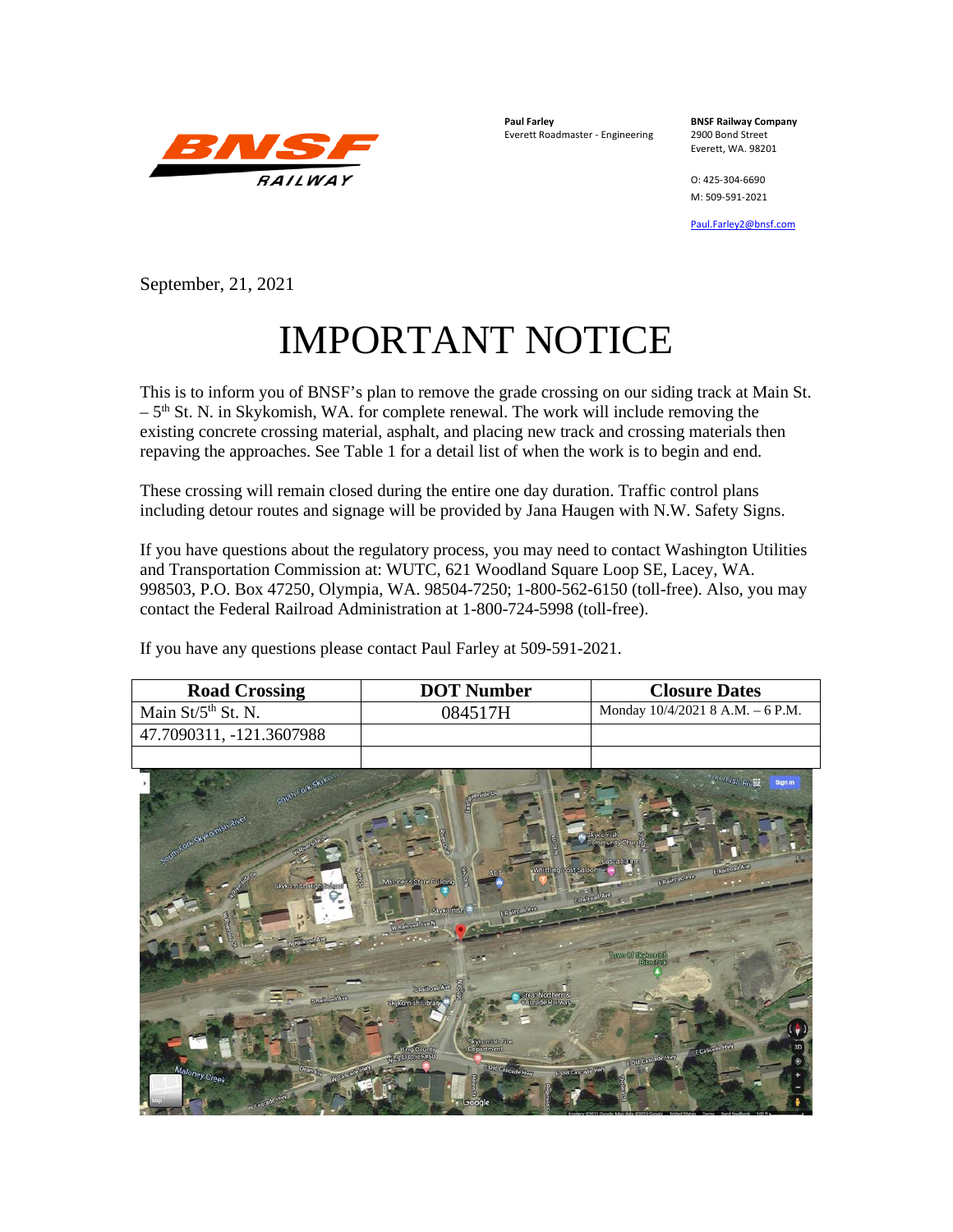**Paul Farley**
Everett Roadmaster - Engineering

**BNSF Railway Company**
2900 Bond Street
Everett, WA. 98201

O: 425-304-6690
M: 509-591-2021

Paul.Farley2@bnsf.com

September, 21, 2021

# IMPORTANT NOTICE

This is to inform you of BNSF's plan to remove the grade crossing on our siding track at Main St. – 5th St. N. in Skykomish, WA. for complete renewal. The work will include removing the existing concrete crossing material, asphalt, and placing new track and crossing materials then repaving the approaches. See Table 1 for a detail list of when the work is to begin and end.

These crossing will remain closed during the entire one day duration. Traffic control plans including detour routes and signage will be provided by Jana Haugen with N.W. Safety Signs.

If you have questions about the regulatory process, you may need to contact Washington Utilities and Transportation Commission at: WUTC, 621 Woodland Square Loop SE, Lacey, WA. 998503, P.O. Box 47250, Olympia, WA. 98504-7250; 1-800-562-6150 (toll-free). Also, you may contact the Federal Railroad Administration at 1-800-724-5998 (toll-free).

If you have any questions please contact Paul Farley at 509-591-2021.

| Road Crossing | DOT Number | Closure Dates |
|---|---|---|
| Main St/5th St. N. | 084517H | Monday 10/4/2021 8 A.M. – 6 P.M. |
| 47.7090311, -121.3607988 | | |
| | | |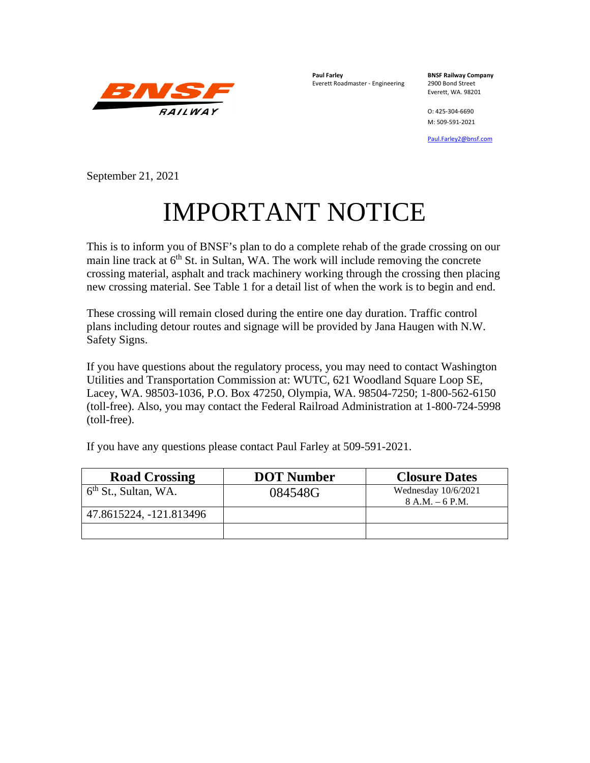**Paul Farley**
Everett Roadmaster - Engineering

**BNSF Railway Company**
2900 Bond Street
Everett, WA. 98201

O: 425-304-6690
M: 509-591-2021

Paul.Farley2@bnsf.com

September 21, 2021

# IMPORTANT NOTICE

This is to inform you of BNSF's plan to do a complete rehab of the grade crossing on our main line track at 6th St. in Sultan, WA. The work will include removing the concrete crossing material, asphalt and track machinery working through the crossing then placing new crossing material. See Table 1 for a detail list of when the work is to begin and end.

These crossing will remain closed during the entire one day duration. Traffic control plans including detour routes and signage will be provided by Jana Haugen with N.W. Safety Signs.

If you have questions about the regulatory process, you may need to contact Washington Utilities and Transportation Commission at: WUTC, 621 Woodland Square Loop SE, Lacey, WA. 98503-1036, P.O. Box 47250, Olympia, WA. 98504-7250; 1-800-562-6150 (toll-free). Also, you may contact the Federal Railroad Administration at 1-800-724-5998 (toll-free).

If you have any questions please contact Paul Farley at 509-591-2021.

| Road Crossing | DOT Number | Closure Dates |
|---|---|---|
| 6th St., Sultan, WA. | 084548G | Wednesday 10/6/2021<br>8 A.M. – 6 P.M. |
| 47.8615224, -121.813496 | | |
| | | |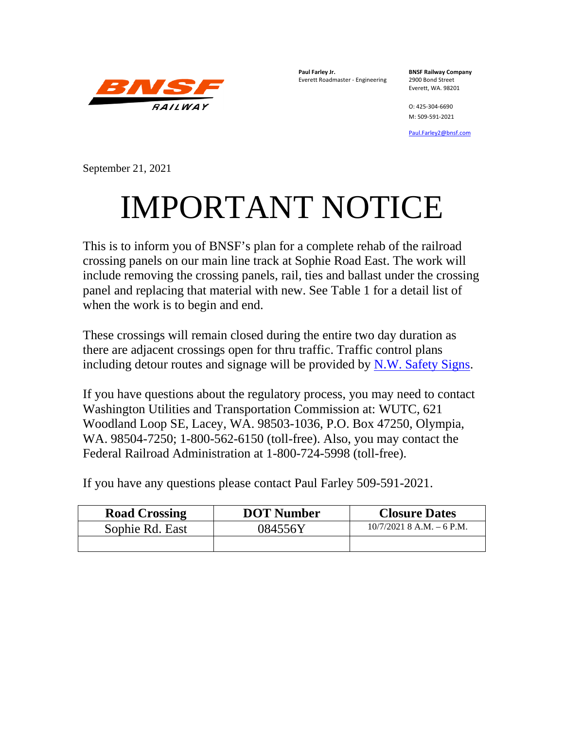**BNSF RAILWAY**

**Paul Farley Jr.**
Everett Roadmaster - Engineering

**BNSF Railway Company**
2900 Bond Street
Everett, WA. 98201

O: 425-304-6690
M: 509-591-2021

Paul.Farley2@bnsf.com

September 21, 2021

# IMPORTANT NOTICE

This is to inform you of BNSF's plan for a complete rehab of the railroad crossing panels on our main line track at Sophie Road East. The work will include removing the crossing panels, rail, ties and ballast under the crossing panel and replacing that material with new. See Table 1 for a detail list of when the work is to begin and end.

These crossings will remain closed during the entire two day duration as there are adjacent crossings open for thru traffic. Traffic control plans including detour routes and signage will be provided by N.W. Safety Signs.

If you have questions about the regulatory process, you may need to contact Washington Utilities and Transportation Commission at: WUTC, 621 Woodland Loop SE, Lacey, WA. 98503-1036, P.O. Box 47250, Olympia, WA. 98504-7250; 1-800-562-6150 (toll-free). Also, you may contact the Federal Railroad Administration at 1-800-724-5998 (toll-free).

If you have any questions please contact Paul Farley 509-591-2021.

| Road Crossing | DOT Number | Closure Dates |
|---|---|---|
| Sophie Rd. East | 084556Y | 10/7/2021 8 A.M. – 6 P.M. |
| | | |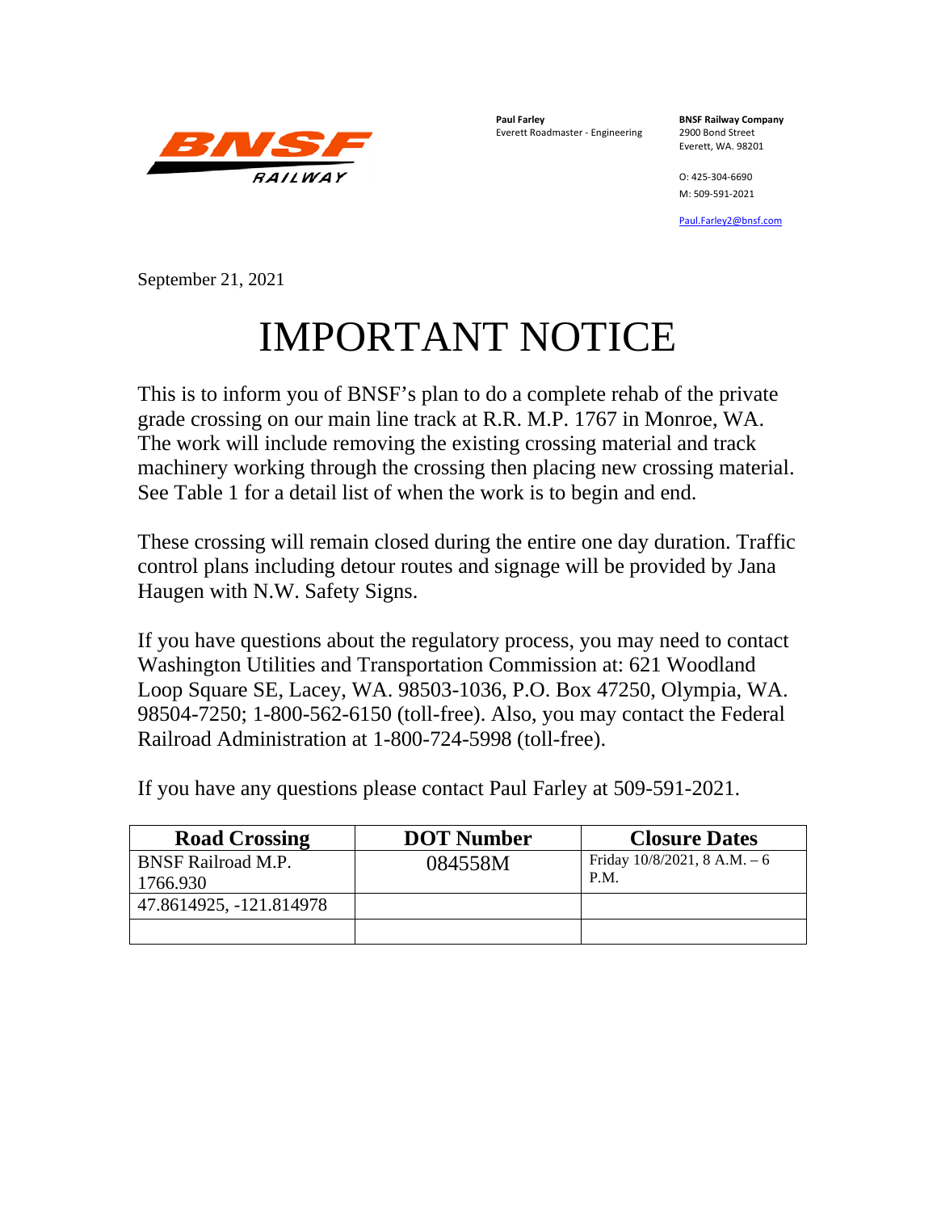**BNSF RAILWAY**

**Paul Farley**
Everett Roadmaster - Engineering

**BNSF Railway Company**
2900 Bond Street
Everett, WA. 98201

O: 425-304-6690
M: 509-591-2021

Paul.Farley2@bnsf.com

September 21, 2021

# IMPORTANT NOTICE

This is to inform you of BNSF's plan to do a complete rehab of the private grade crossing on our main line track at R.R. M.P. 1767 in Monroe, WA. The work will include removing the existing crossing material and track machinery working through the crossing then placing new crossing material. See Table 1 for a detail list of when the work is to begin and end.

These crossing will remain closed during the entire one day duration. Traffic control plans including detour routes and signage will be provided by Jana Haugen with N.W. Safety Signs.

If you have questions about the regulatory process, you may need to contact Washington Utilities and Transportation Commission at: 621 Woodland Loop Square SE, Lacey, WA. 98503-1036, P.O. Box 47250, Olympia, WA. 98504-7250; 1-800-562-6150 (toll-free). Also, you may contact the Federal Railroad Administration at 1-800-724-5998 (toll-free).

If you have any questions please contact Paul Farley at 509-591-2021.

| Road Crossing | DOT Number | Closure Dates |
|---|---|---|
| BNSF Railroad M.P. 1766.930 | 084558M | Friday 10/8/2021, 8 A.M. – 6 P.M. |
| 47.8614925, -121.814978 | | |
| | | |